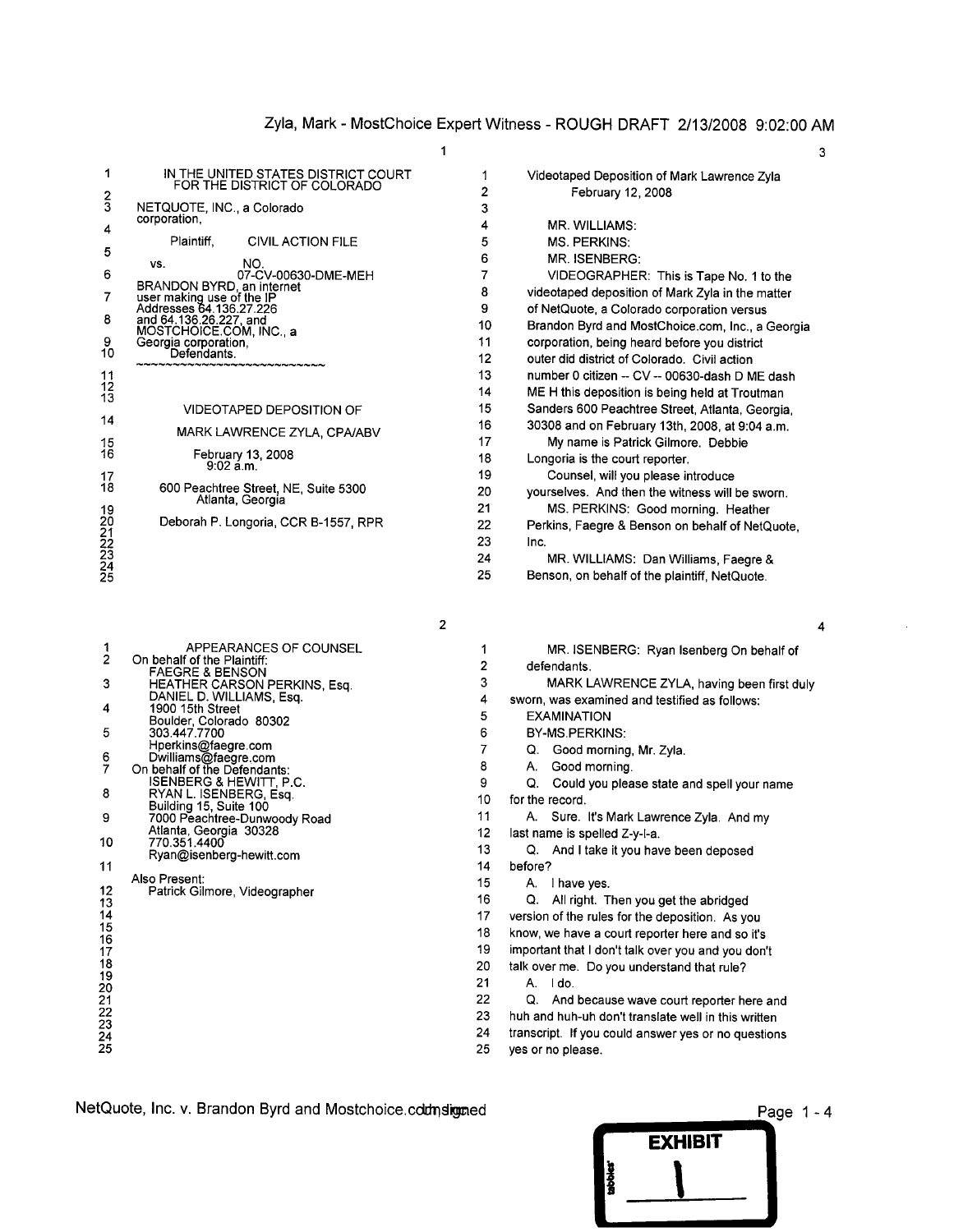Zyla, Mark - MostChoice Expert Witness - ROUGH DRAFT 2/13/2008 9:02:00 AM

IN THE UNITED STATES DISTRICT COURT
FOR THE DISTRICT OF COLORADO

NETQUOTE, INC., a Colorado corporation,

Plaintiff, CIVIL ACTION FILE

vs. NO. 07-CV-00630-DME-MEH

BRANDON BYRD, an internet user making use of the IP Addresses 64.136.27.226 and 64.136.26.227, and MOSTCHOICE.COM, INC., a Georgia corporation,
Defendants.

~~~~~~~~~~~~~~~~~~~~~~~~~~~~~~

VIDEOTAPED DEPOSITION OF

MARK LAWRENCE ZYLA, CPA/ABV

February 13, 2008
9:02 a.m.

600 Peachtree Street, NE, Suite 5300
Atlanta, Georgia

Deborah P. Longoria, CCR B-1557, RPR

APPEARANCES OF COUNSEL

On behalf of the Plaintiff:
FAEGRE & BENSON
HEATHER CARSON PERKINS, Esq.
DANIEL D. WILLIAMS, Esq.
1900 15th Street
Boulder, Colorado 80302
303.447.7700
Hperkins@faegre.com
Dwilliams@faegre.com

On behalf of the Defendants:
ISENBERG & HEWITT, P.C.
RYAN L. ISENBERG, Esq.
Building 15, Suite 100
7000 Peachtree-Dunwoody Road
Atlanta, Georgia 30328
770.351.4400
Ryan@isenberg-hewitt.com

Also Present:
Patrick Gilmore, Videographer

Videotaped Deposition of Mark Lawrence Zyla
February 12, 2008

MR. WILLIAMS:
MS. PERKINS:
MR. ISENBERG:

VIDEOGRAPHER: This is Tape No. 1 to the videotaped deposition of Mark Zyla in the matter of NetQuote, a Colorado corporation versus Brandon Byrd and MostChoice.com, Inc., a Georgia corporation, being heard before you district outer did district of Colorado. Civil action number 0 citizen -- CV -- 00630-dash D ME dash ME H this deposition is being held at Troutman Sanders 600 Peachtree Street, Atlanta, Georgia, 30308 and on February 13th, 2008, at 9:04 a.m.

My name is Patrick Gilmore. Debbie Longoria is the court reporter.

Counsel, will you please introduce yourselves. And then the witness will be sworn.

MS. PERKINS: Good morning. Heather Perkins, Faegre & Benson on behalf of NetQuote, Inc.

MR. WILLIAMS: Dan Williams, Faegre & Benson, on behalf of the plaintiff, NetQuote.

MR. ISENBERG: Ryan Isenberg On behalf of defendants.

MARK LAWRENCE ZYLA, having been first duly sworn, was examined and testified as follows:

EXAMINATION

BY-MS.PERKINS:

Q. Good morning, Mr. Zyla.

A. Good morning.

Q. Could you please state and spell your name for the record.

A. Sure. It's Mark Lawrence Zyla. And my last name is spelled Z-y-l-a.

Q. And I take it you have been deposed before?

A. I have yes.

Q. All right. Then you get the abridged version of the rules for the deposition. As you know, we have a court reporter here and so it's important that I don't talk over you and you don't talk over me. Do you understand that rule?

A. I do.

Q. And because wave court reporter here and huh and huh-uh don't translate well in this written transcript. If you could answer yes or no questions yes or no please.

NetQuote, Inc. v. Brandon Byrd and Mostchoice.com, Inc. — unsigned

EXHIBIT 1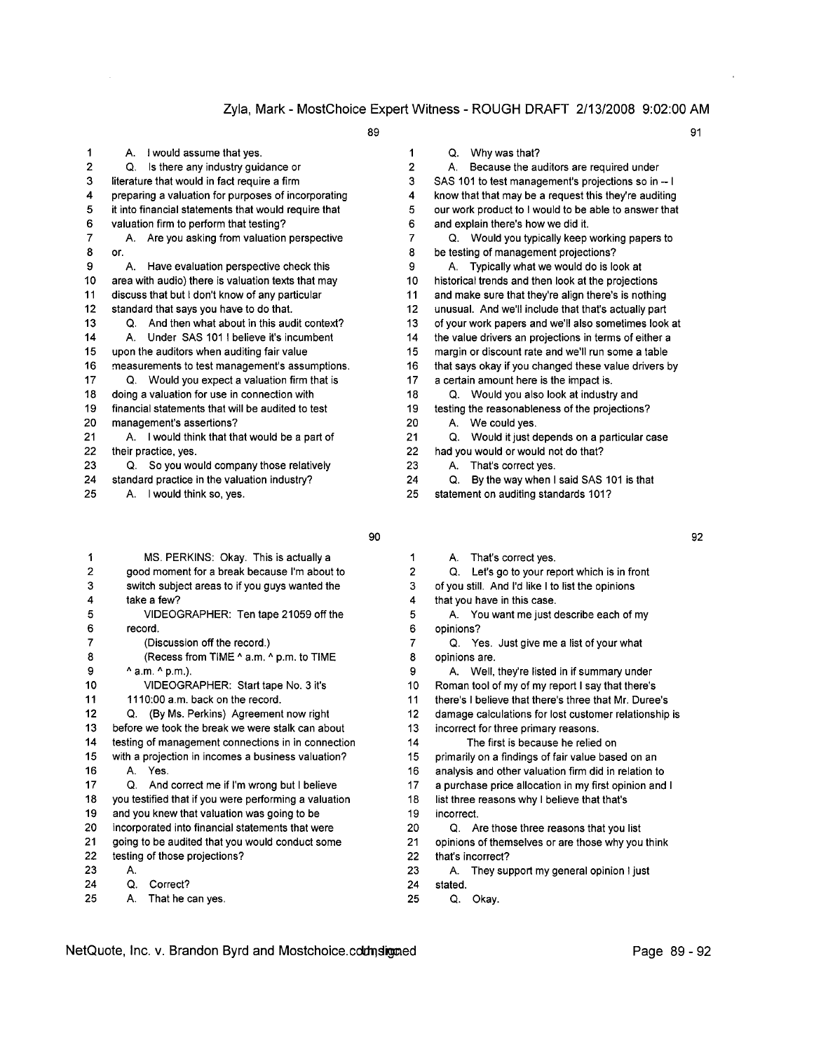**Page 89**

1 A. I would assume that yes.
2 Q. Is there any industry guidance or
3 literature that would in fact require a firm
4 preparing a valuation for purposes of incorporating
5 it into financial statements that would require that
6 valuation firm to perform that testing?
7 A. Are you asking from valuation perspective
8 or.
9 A. Have evaluation perspective check this
10 area with audio) there is valuation texts that may
11 discuss that but I don't know of any particular
12 standard that says you have to do that.
13 Q. And then what about in this audit context?
14 A. Under SAS 101 I believe it's incumbent
15 upon the auditors when auditing fair value
16 measurements to test management's assumptions.
17 Q. Would you expect a valuation firm that is
18 doing a valuation for use in connection with
19 financial statements that will be audited to test
20 management's assertions?
21 A. I would think that that would be a part of
22 their practice, yes.
23 Q. So you would company those relatively
24 standard practice in the valuation industry?
25 A. I would think so, yes.

**Page 90**

1 MS. PERKINS: Okay. This is actually a
2 good moment for a break because I'm about to
3 switch subject areas to if you guys wanted the
4 take a few?
5 VIDEOGRAPHER: Ten tape 21059 off the
6 record.
7 (Discussion off the record.)
8 (Recess from TIME ^ a.m. ^ p.m. to TIME
9 ^ a.m. ^ p.m.).
10 VIDEOGRAPHER: Start tape No. 3 it's
11 1110:00 a.m. back on the record.
12 Q. (By Ms. Perkins) Agreement now right
13 before we took the break we were stalk can about
14 testing of management connections in in connection
15 with a projection in incomes a business valuation?
16 A. Yes.
17 Q. And correct me if I'm wrong but I believe
18 you testified that if you were performing a valuation
19 and you knew that valuation was going to be
20 incorporated into financial statements that were
21 going to be audited that you would conduct some
22 testing of those projections?
23 A.
24 Q. Correct?
25 A. That he can yes.

**Page 91**

1 Q. Why was that?
2 A. Because the auditors are required under
3 SAS 101 to test management's projections so in -- I
4 know that that may be a request this they're auditing
5 our work product to I would to be able to answer that
6 and explain there's how we did it.
7 Q. Would you typically keep working papers to
8 be testing of management projections?
9 A. Typically what we would do is look at
10 historical trends and then look at the projections
11 and make sure that they're align there's is nothing
12 unusual. And we'll include that that's actually part
13 of your work papers and we'll also sometimes look at
14 the value drivers an projections in terms of either a
15 margin or discount rate and we'll run some a table
16 that says okay if you changed these value drivers by
17 a certain amount here is the impact is.
18 Q. Would you also look at industry and
19 testing the reasonableness of the projections?
20 A. We could yes.
21 Q. Would it just depends on a particular case
22 had you would or would not do that?
23 A. That's correct yes.
24 Q. By the way when I said SAS 101 is that
25 statement on auditing standards 101?

**Page 92**

1 A. That's correct yes.
2 Q. Let's go to your report which is in front
3 of you still. And I'd like I to list the opinions
4 that you have in this case.
5 A. You want me just describe each of my
6 opinions?
7 Q. Yes. Just give me a list of your what
8 opinions are.
9 A. Well, they're listed in if summary under
10 Roman tool of my of my report I say that there's
11 there's I believe that there's three that Mr. Duree's
12 damage calculations for lost customer relationship is
13 incorrect for three primary reasons.
14 The first is because he relied on
15 primarily on a findings of fair value based on an
16 analysis and other valuation firm did in relation to
17 a purchase price allocation in my first opinion and I
18 list three reasons why I believe that that's
19 incorrect.
20 Q. Are those three reasons that you list
21 opinions of themselves or are those why you think
22 that's incorrect?
23 A. They support my general opinion I just
24 stated.
25 Q. Okay.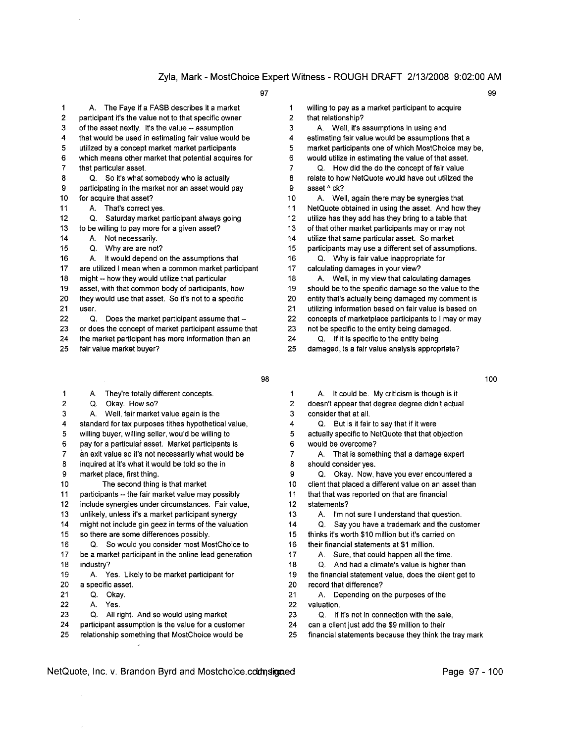97

1 A. The Faye if a FASB describes it a market
2 participant it's the value not to that specific owner
3 of the asset nextly. It's the value -- assumption
4 that would be used in estimating fair value would be
5 utilized by a concept market market participants
6 which means other market that potential acquires for
7 that particular asset.
8 Q. So it's what somebody who is actually
9 participating in the market nor an asset would pay
10 for acquire that asset?
11 A. That's correct yes.
12 Q. Saturday market participant always going
13 to be willing to pay more for a given asset?
14 A. Not necessarily.
15 Q. Why are are not?
16 A. It would depend on the assumptions that
17 are utilized I mean when a common market participant
18 might -- how they would utilize that particular
19 asset, with that common body of participants, how
20 they would use that asset. So it's not to a specific
21 user.
22 Q. Does the market participant assume that --
23 or does the concept of market participant assume that
24 the market participant has more information than an
25 fair value market buyer?

98

1 A. They're totally different concepts.
2 Q. Okay. How so?
3 A. Well, fair market value again is the
4 standard for tax purposes tithes hypothetical value,
5 willing buyer, willing seller, would be willing to
6 pay for a particular asset. Market participants is
7 an exit value so it's not necessarily what would be
8 inquired at it's what it would be told so the in
9 market place, first thing.
10 The second thing is that market
11 participants -- the fair market value may possibly
12 include synergies under circumstances. Fair value,
13 unlikely, unless it's a market participant synergy
14 might not include gin geez in terms of the valuation
15 so there are some differences possibly.
16 Q. So would you consider most MostChoice to
17 be a market participant in the online lead generation
18 industry?
19 A. Yes. Likely to be market participant for
20 a specific asset.
21 Q. Okay.
22 A. Yes.
23 Q. All right. And so would using market
24 participant assumption is the value for a customer
25 relationship something that MostChoice would be

99

1 willing to pay as a market participant to acquire
2 that relationship?
3 A. Well, it's assumptions in using and
4 estimating fair value would be assumptions that a
5 market participants one of which MostChoice may be,
6 would utilize in estimating the value of that asset.
7 Q. How did the do the concept of fair value
8 relate to how NetQuote would have out utilized the
9 asset ^ ck?
10 A. Well, again there may be synergies that
11 NetQuote obtained in using the asset. And how they
12 utilize has they add has they bring to a table that
13 of that other market participants may or may not
14 utilize that same particular asset. So market
15 participants may use a different set of assumptions.
16 Q. Why is fair value inappropriate for
17 calculating damages in your view?
18 A. Well, in my view that calculating damages
19 should be to the specific damage so the value to the
20 entity that's actually being damaged my comment is
21 utilizing information based on fair value is based on
22 concepts of marketplace participants to I may or may
23 not be specific to the entity being damaged.
24 Q. If it is specific to the entity being
25 damaged, is a fair value analysis appropriate?

100

1 A. It could be. My criticism is though is it
2 doesn't appear that degree degree didn't actual
3 consider that at all.
4 Q. But is it fair to say that if it were
5 actually specific to NetQuote that that objection
6 would be overcome?
7 A. That is something that a damage expert
8 should consider yes.
9 Q. Okay. Now, have you ever encountered a
10 client that placed a different value on an asset than
11 that that was reported on that are financial
12 statements?
13 A. I'm not sure I understand that question.
14 Q. Say you have a trademark and the customer
15 thinks it's worth $10 million but it's carried on
16 their financial statements at $1 million.
17 A. Sure, that could happen all the time.
18 Q. And had a climate's value is higher than
19 the financial statement value, does the client get to
20 record that difference?
21 A. Depending on the purposes of the
22 valuation.
23 Q. If it's not in connection with the sale,
24 can a client just add the $9 million to their
25 financial statements because they think the tray mark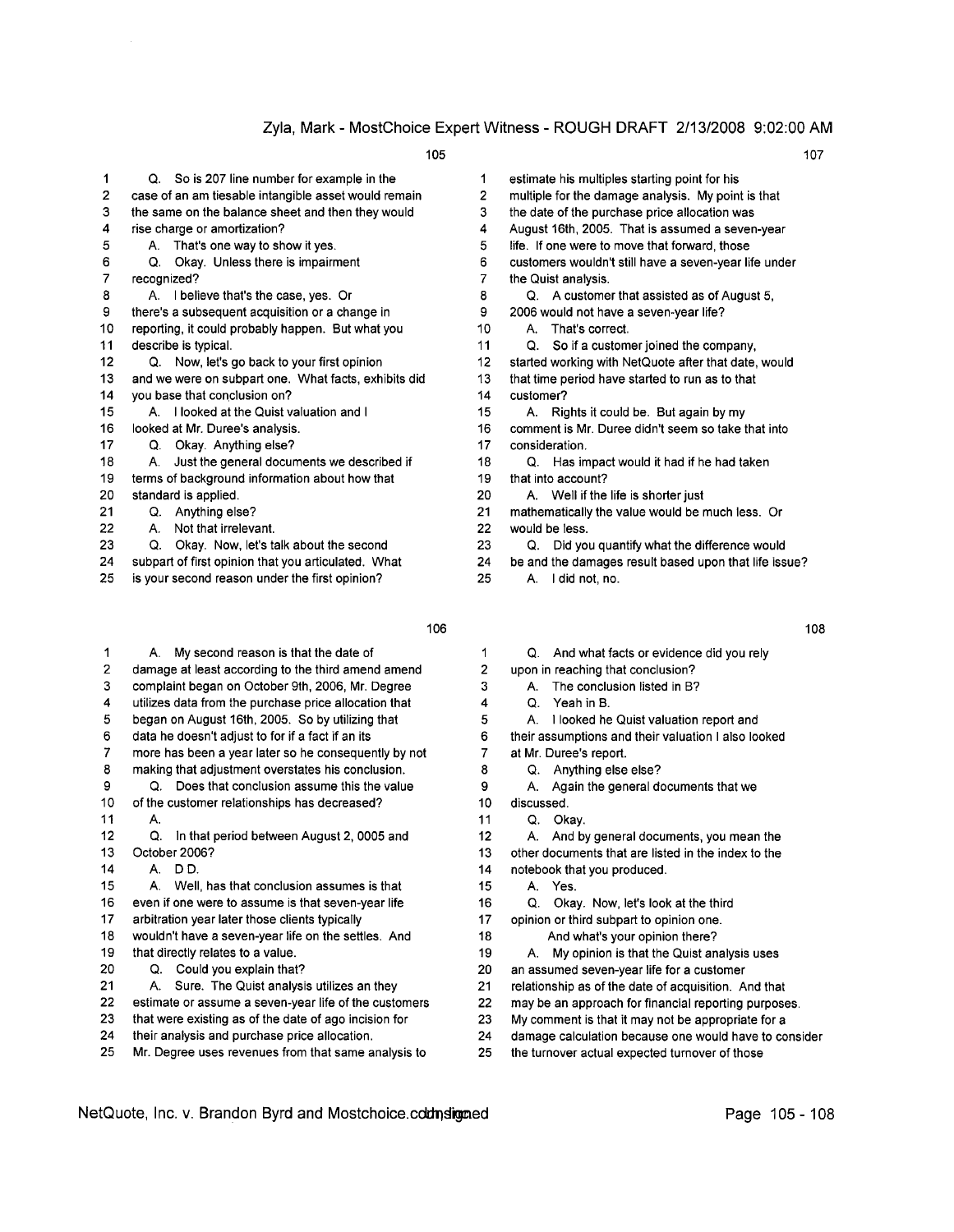**105**

1 Q. So is 207 line number for example in the
2 case of an am tiesable intangible asset would remain
3 the same on the balance sheet and then they would
4 rise charge or amortization?
5 A. That's one way to show it yes.
6 Q. Okay. Unless there is impairment
7 recognized?
8 A. I believe that's the case, yes. Or
9 there's a subsequent acquisition or a change in
10 reporting, it could probably happen. But what you
11 describe is typical.
12 Q. Now, let's go back to your first opinion
13 and we were on subpart one. What facts, exhibits did
14 you base that conclusion on?
15 A. I looked at the Quist valuation and I
16 looked at Mr. Duree's analysis.
17 Q. Okay. Anything else?
18 A. Just the general documents we described if
19 terms of background information about how that
20 standard is applied.
21 Q. Anything else?
22 A. Not that irrelevant.
23 Q. Okay. Now, let's talk about the second
24 subpart of first opinion that you articulated. What
25 is your second reason under the first opinion?

**106**

1 A. My second reason is that the date of
2 damage at least according to the third amend amend
3 complaint began on October 9th, 2006, Mr. Degree
4 utilizes data from the purchase price allocation that
5 began on August 16th, 2005. So by utilizing that
6 data he doesn't adjust to for if a fact if an its
7 more has been a year later so he consequently by not
8 making that adjustment overstates his conclusion.
9 Q. Does that conclusion assume this the value
10 of the customer relationships has decreased?
11 A.
12 Q. In that period between August 2, 0005 and
13 October 2006?
14 A. D D.
15 A. Well, has that conclusion assumes is that
16 even if one were to assume is that seven-year life
17 arbitration year later those clients typically
18 wouldn't have a seven-year life on the settles. And
19 that directly relates to a value.
20 Q. Could you explain that?
21 A. Sure. The Quist analysis utilizes an they
22 estimate or assume a seven-year life of the customers
23 that were existing as of the date of ago incision for
24 their analysis and purchase price allocation.
25 Mr. Degree uses revenues from that same analysis to

**107**

1 estimate his multiples starting point for his
2 multiple for the damage analysis. My point is that
3 the date of the purchase price allocation was
4 August 16th, 2005. That is assumed a seven-year
5 life. If one were to move that forward, those
6 customers wouldn't still have a seven-year life under
7 the Quist analysis.
8 Q. A customer that assisted as of August 5,
9 2006 would not have a seven-year life?
10 A. That's correct.
11 Q. So if a customer joined the company,
12 started working with NetQuote after that date, would
13 that time period have started to run as to that
14 customer?
15 A. Rights it could be. But again by my
16 comment is Mr. Duree didn't seem so take that into
17 consideration.
18 Q. Has impact would it had if he had taken
19 that into account?
20 A. Well if the life is shorter just
21 mathematically the value would be much less. Or
22 would be less.
23 Q. Did you quantify what the difference would
24 be and the damages result based upon that life issue?
25 A. I did not, no.

**108**

1 Q. And what facts or evidence did you rely
2 upon in reaching that conclusion?
3 A. The conclusion listed in B?
4 Q. Yeah in B.
5 A. I looked he Quist valuation report and
6 their assumptions and their valuation I also looked
7 at Mr. Duree's report.
8 Q. Anything else else?
9 A. Again the general documents that we
10 discussed.
11 Q. Okay.
12 A. And by general documents, you mean the
13 other documents that are listed in the index to the
14 notebook that you produced.
15 A. Yes.
16 Q. Okay. Now, let's look at the third
17 opinion or third subpart to opinion one.
18 And what's your opinion there?
19 A. My opinion is that the Quist analysis uses
20 an assumed seven-year life for a customer
21 relationship as of the date of acquisition. And that
22 may be an approach for financial reporting purposes.
23 My comment is that it may not be appropriate for a
24 damage calculation because one would have to consider
25 the turnover actual expected turnover of those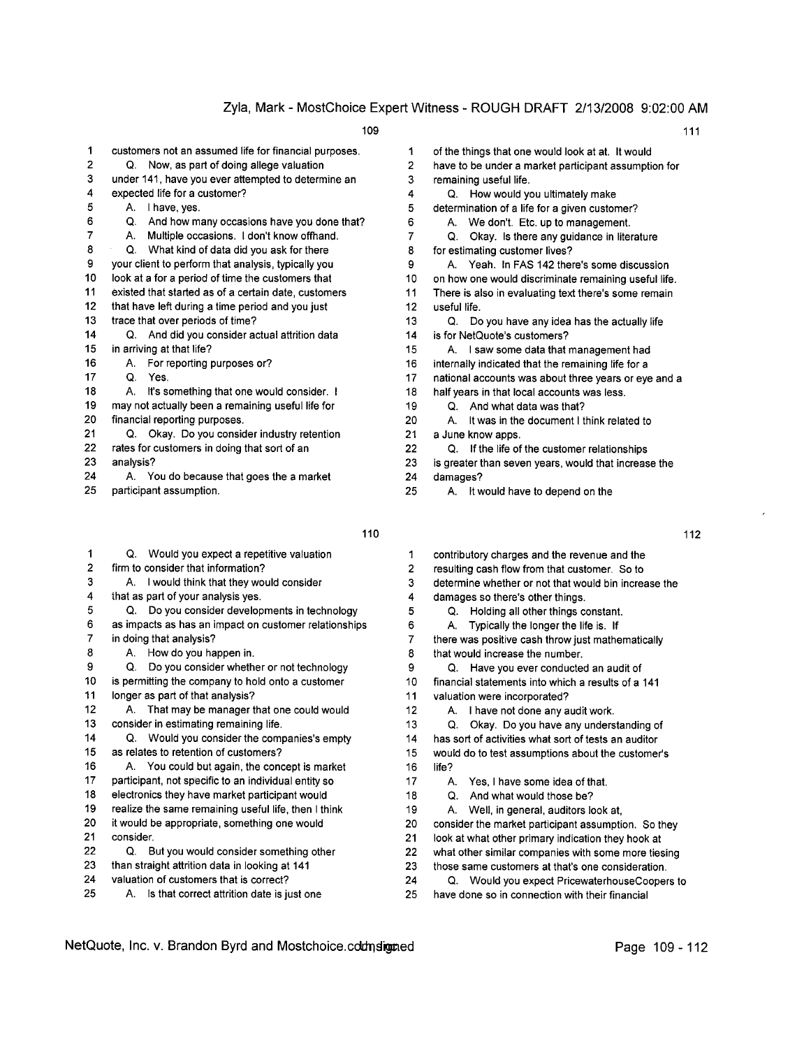109

1 customers not an assumed life for financial purposes.
2 Q. Now, as part of doing allege valuation
3 under 141, have you ever attempted to determine an
4 expected life for a customer?
5 A. I have, yes.
6 Q. And how many occasions have you done that?
7 A. Multiple occasions. I don't know offhand.
8 Q. What kind of data did you ask for there
9 your client to perform that analysis, typically you
10 look at a for a period of time the customers that
11 existed that started as of a certain date, customers
12 that have left during a time period and you just
13 trace that over periods of time?
14 Q. And did you consider actual attrition data
15 in arriving at that life?
16 A. For reporting purposes or?
17 Q. Yes.
18 A. It's something that one would consider. I
19 may not actually been a remaining useful life for
20 financial reporting purposes.
21 Q. Okay. Do you consider industry retention
22 rates for customers in doing that sort of an
23 analysis?
24 A. You do because that goes the a market
25 participant assumption.

110

1 Q. Would you expect a repetitive valuation
2 firm to consider that information?
3 A. I would think that they would consider
4 that as part of your analysis yes.
5 Q. Do you consider developments in technology
6 as impacts as has an impact on customer relationships
7 in doing that analysis?
8 A. How do you happen in.
9 Q. Do you consider whether or not technology
10 is permitting the company to hold onto a customer
11 longer as part of that analysis?
12 A. That may be manager that one could would
13 consider in estimating remaining life.
14 Q. Would you consider the companies's empty
15 as relates to retention of customers?
16 A. You could but again, the concept is market
17 participant, not specific to an individual entity so
18 electronics they have market participant would
19 realize the same remaining useful life, then I think
20 it would be appropriate, something one would
21 consider.
22 Q. But you would consider something other
23 than straight attrition data in looking at 141
24 valuation of customers that is correct?
25 A. Is that correct attrition date is just one

111

1 of the things that one would look at at. It would
2 have to be under a market participant assumption for
3 remaining useful life.
4 Q. How would you ultimately make
5 determination of a life for a given customer?
6 A. We don't. Etc. up to management.
7 Q. Okay. Is there any guidance in literature
8 for estimating customer lives?
9 A. Yeah. In FAS 142 there's some discussion
10 on how one would discriminate remaining useful life.
11 There is also in evaluating text there's some remain
12 useful life.
13 Q. Do you have any idea has the actually life
14 is for NetQuote's customers?
15 A. I saw some data that management had
16 internally indicated that the remaining life for a
17 national accounts was about three years or eye and a
18 half years in that local accounts was less.
19 Q. And what data was that?
20 A. It was in the document I think related to
21 a June know apps.
22 Q. If the life of the customer relationships
23 is greater than seven years, would that increase the
24 damages?
25 A. It would have to depend on the

112

1 contributory charges and the revenue and the
2 resulting cash flow from that customer. So to
3 determine whether or not that would bin increase the
4 damages so there's other things.
5 Q. Holding all other things constant.
6 A. Typically the longer the life is. If
7 there was positive cash throw just mathematically
8 that would increase the number.
9 Q. Have you ever conducted an audit of
10 financial statements into which a results of a 141
11 valuation were incorporated?
12 A. I have not done any audit work.
13 Q. Okay. Do you have any understanding of
14 has sort of activities what sort of tests an auditor
15 would do to test assumptions about the customer's
16 life?
17 A. Yes, I have some idea of that.
18 Q. And what would those be?
19 A. Well, in general, auditors look at,
20 consider the market participant assumption. So they
21 look at what other primary indication they hook at
22 what other similar companies with some more tiesing
23 those same customers at that's one consideration.
24 Q. Would you expect PricewaterhouseCoopers to
25 have done so in connection with their financial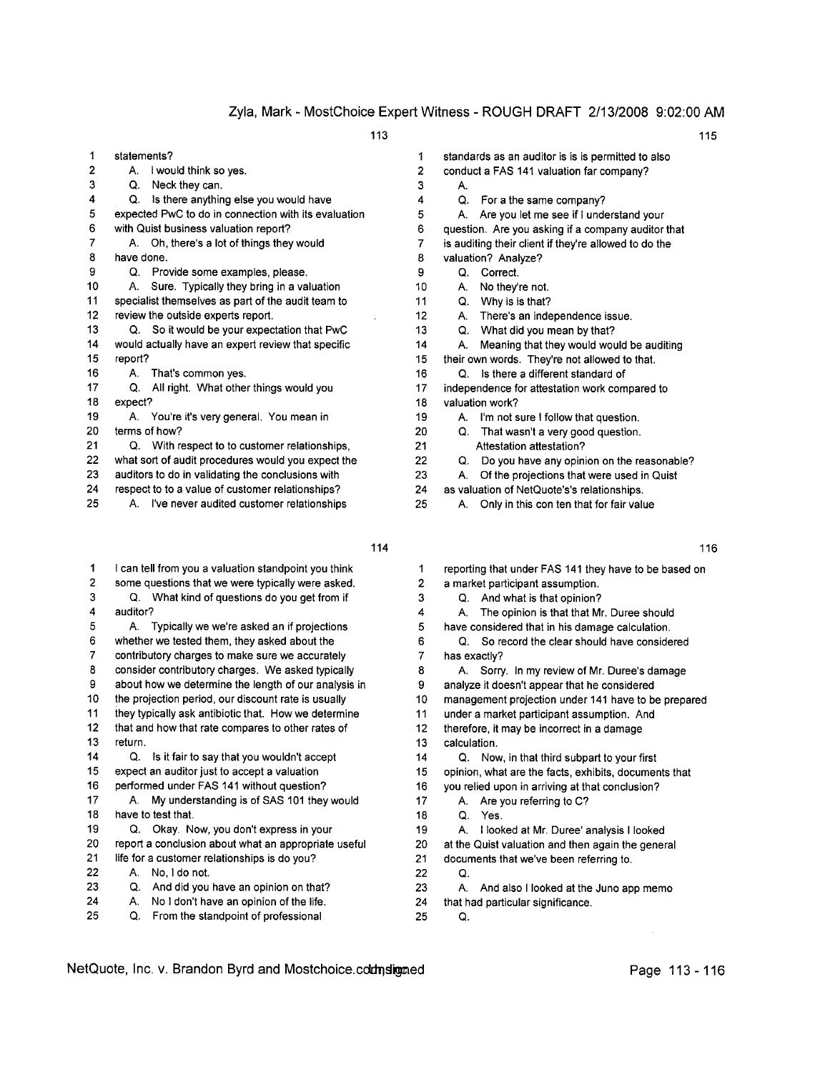113

1 statements?
2 A. I would think so yes.
3 Q. Neck they can.
4 Q. Is there anything else you would have
5 expected PwC to do in connection with its evaluation
6 with Quist business valuation report?
7 A. Oh, there's a lot of things they would
8 have done.
9 Q. Provide some examples, please.
10 A. Sure. Typically they bring in a valuation
11 specialist themselves as part of the audit team to
12 review the outside experts report.
13 Q. So it would be your expectation that PwC
14 would actually have an expert review that specific
15 report?
16 A. That's common yes.
17 Q. All right. What other things would you
18 expect?
19 A. You're it's very general. You mean in
20 terms of how?
21 Q. With respect to to customer relationships,
22 what sort of audit procedures would you expect the
23 auditors to do in validating the conclusions with
24 respect to to a value of customer relationships?
25 A. I've never audited customer relationships

114

1 I can tell from you a valuation standpoint you think
2 some questions that we were typically were asked.
3 Q. What kind of questions do you get from if
4 auditor?
5 A. Typically we we're asked an if projections
6 whether we tested them, they asked about the
7 contributory charges to make sure we accurately
8 consider contributory charges. We asked typically
9 about how we determine the length of our analysis in
10 the projection period, our discount rate is usually
11 they typically ask antibiotic that. How we determine
12 that and how that rate compares to other rates of
13 return.
14 Q. Is it fair to say that you wouldn't accept
15 expect an auditor just to accept a valuation
16 performed under FAS 141 without question?
17 A. My understanding is of SAS 101 they would
18 have to test that.
19 Q. Okay. Now, you don't express in your
20 report a conclusion about what an appropriate useful
21 life for a customer relationships is do you?
22 A. No, I do not.
23 Q. And did you have an opinion on that?
24 A. No I don't have an opinion of the life.
25 Q. From the standpoint of professional

115

1 standards as an auditor is is is permitted to also
2 conduct a FAS 141 valuation far company?
3 A.
4 Q. For a the same company?
5 A. Are you let me see if I understand your
6 question. Are you asking if a company auditor that
7 is auditing their client if they're allowed to do the
8 valuation? Analyze?
9 Q. Correct.
10 A. No they're not.
11 Q. Why is is that?
12 A. There's an independence issue.
13 Q. What did you mean by that?
14 A. Meaning that they would would be auditing
15 their own words. They're not allowed to that.
16 Q. Is there a different standard of
17 independence for attestation work compared to
18 valuation work?
19 A. I'm not sure I follow that question.
20 Q. That wasn't a very good question.
21 Attestation attestation?
22 Q. Do you have any opinion on the reasonable?
23 A. Of the projections that were used in Quist
24 as valuation of NetQuote's's relationships.
25 A. Only in this con ten that for fair value

116

1 reporting that under FAS 141 they have to be based on
2 a market participant assumption.
3 Q. And what is that opinion?
4 A. The opinion is that that Mr. Duree should
5 have considered that in his damage calculation.
6 Q. So record the clear should have considered
7 has exactly?
8 A. Sorry. In my review of Mr. Duree's damage
9 analyze it doesn't appear that he considered
10 management projection under 141 have to be prepared
11 under a market participant assumption. And
12 therefore, it may be incorrect in a damage
13 calculation.
14 Q. Now, in that third subpart to your first
15 opinion, what are the facts, exhibits, documents that
16 you relied upon in arriving at that conclusion?
17 A. Are you referring to C?
18 Q. Yes.
19 A. I looked at Mr. Duree' analysis I looked
20 at the Quist valuation and then again the general
21 documents that we've been referring to.
22 Q.
23 A. And also I looked at the Juno app memo
24 that had particular significance.
25 Q.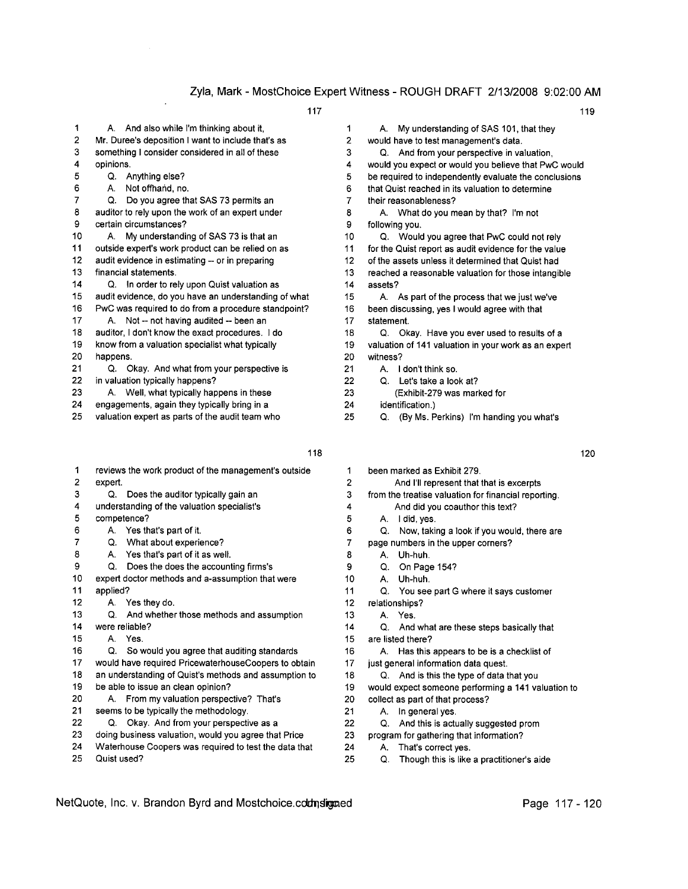A. And also while I'm thinking about it, Mr. Duree's deposition I want to include that's as something I consider considered in all of these opinions.

Q. Anything else?

A. Not offhand, no.

Q. Do you agree that SAS 73 permits an auditor to rely upon the work of an expert under certain circumstances?

A. My understanding of SAS 73 is that an outside expert's work product can be relied on as audit evidence in estimating -- or in preparing financial statements.

Q. In order to rely upon Quist valuation as audit evidence, do you have an understanding of what PwC was required to do from a procedure standpoint?

A. Not -- not having audited -- been an auditor, I don't know the exact procedures. I do know from a valuation specialist what typically happens.

Q. Okay. And what from your perspective is in valuation typically happens?

A. Well, what typically happens in these engagements, again they typically bring in a valuation expert as parts of the audit team who reviews the work product of the management's outside expert.

Q. Does the auditor typically gain an understanding of the valuation specialist's competence?

A. Yes that's part of it.

Q. What about experience?

A. Yes that's part of it as well.

Q. Does the does the accounting firms's expert doctor methods and a-assumption that were applied?

A. Yes they do.

Q. And whether those methods and assumption were reliable?

A. Yes.

Q. So would you agree that auditing standards would have required PricewaterhouseCoopers to obtain an understanding of Quist's methods and assumption to be able to issue an clean opinion?

A. From my valuation perspective? That's seems to be typically the methodology.

Q. Okay. And from your perspective as a doing business valuation, would you agree that Price Waterhouse Coopers was required to test the data that Quist used?

A. My understanding of SAS 101, that they would have to test management's data.

Q. And from your perspective in valuation, would you expect or would you believe that PwC would be required to independently evaluate the conclusions that Quist reached in its valuation to determine their reasonableness?

A. What do you mean by that? I'm not following you.

Q. Would you agree that PwC could not rely for the Quist report as audit evidence for the value of the assets unless it determined that Quist had reached a reasonable valuation for those intangible assets?

A. As part of the process that we just we've been discussing, yes I would agree with that statement.

Q. Okay. Have you ever used to results of a valuation of 141 valuation in your work as an expert witness?

A. I don't think so.

Q. Let's take a look at?

(Exhibit-279 was marked for identification.)

Q. (By Ms. Perkins) I'm handing you what's been marked as Exhibit 279.

And I'll represent that that is excerpts from the treatise valuation for financial reporting.

And did you coauthor this text?

A. I did, yes.

Q. Now, taking a look if you would, there are page numbers in the upper corners?

A. Uh-huh.

Q. On Page 154?

A. Uh-huh.

Q. You see part G where it says customer relationships?

A. Yes.

Q. And what are these steps basically that are listed there?

A. Has this appears to be is a checklist of just general information data quest.

Q. And is this the type of data that you would expect someone performing a 141 valuation to collect as part of that process?

A. In general yes.

Q. And this is actually suggested prom program for gathering that information?

A. That's correct yes.

Q. Though this is like a practitioner's aide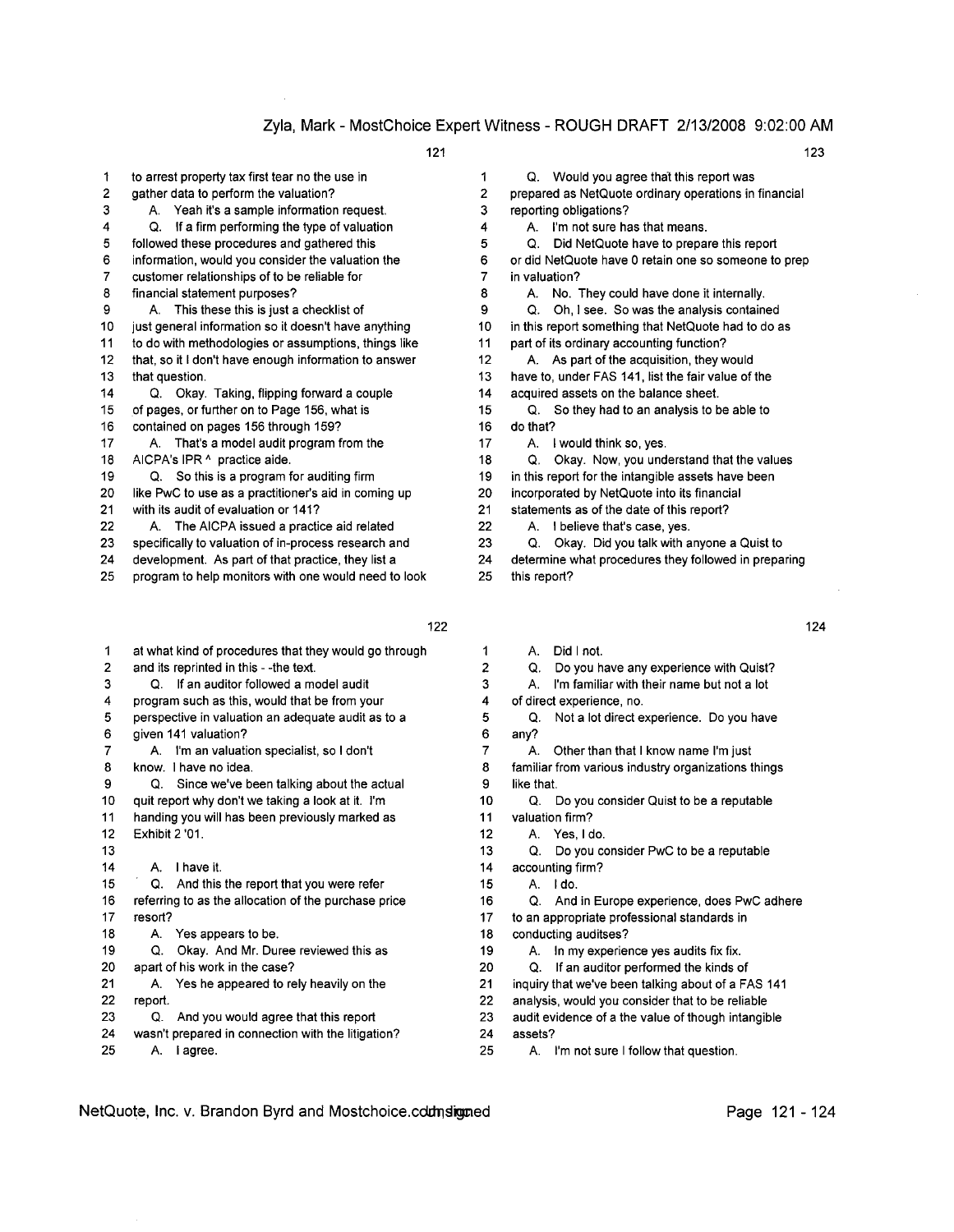**121**

1 to arrest property tax first tear no the use in
2 gather data to perform the valuation?
3 A. Yeah it's a sample information request.
4 Q. If a firm performing the type of valuation
5 followed these procedures and gathered this
6 information, would you consider the valuation the
7 customer relationships of to be reliable for
8 financial statement purposes?
9 A. This these this is just a checklist of
10 just general information so it doesn't have anything
11 to do with methodologies or assumptions, things like
12 that, so it I don't have enough information to answer
13 that question.
14 Q. Okay. Taking, flipping forward a couple
15 of pages, or further on to Page 156, what is
16 contained on pages 156 through 159?
17 A. That's a model audit program from the
18 AICPA's IPR ^ practice aide.
19 Q. So this is a program for auditing firm
20 like PwC to use as a practitioner's aid in coming up
21 with its audit of evaluation or 141?
22 A. The AICPA issued a practice aid related
23 specifically to valuation of in-process research and
24 development. As part of that practice, they list a
25 program to help monitors with one would need to look

**122**

1 at what kind of procedures that they would go through
2 and its reprinted in this - -the text.
3 Q. If an auditor followed a model audit
4 program such as this, would that be from your
5 perspective in valuation an adequate audit as to a
6 given 141 valuation?
7 A. I'm an valuation specialist, so I don't
8 know. I have no idea.
9 Q. Since we've been talking about the actual
10 quit report why don't we taking a look at it. I'm
11 handing you will has been previously marked as
12 Exhibit 2 '01.
13
14 A. I have it.
15 Q. And this the report that you were refer
16 referring to as the allocation of the purchase price
17 resort?
18 A. Yes appears to be.
19 Q. Okay. And Mr. Duree reviewed this as
20 apart of his work in the case?
21 A. Yes he appeared to rely heavily on the
22 report.
23 Q. And you would agree that this report
24 wasn't prepared in connection with the litigation?
25 A. I agree.

**123**

1 Q. Would you agree that this report was
2 prepared as NetQuote ordinary operations in financial
3 reporting obligations?
4 A. I'm not sure has that means.
5 Q. Did NetQuote have to prepare this report
6 or did NetQuote have 0 retain one so someone to prep
7 in valuation?
8 A. No. They could have done it internally.
9 Q. Oh, I see. So was the analysis contained
10 in this report something that NetQuote had to do as
11 part of its ordinary accounting function?
12 A. As part of the acquisition, they would
13 have to, under FAS 141, list the fair value of the
14 acquired assets on the balance sheet.
15 Q. So they had to an analysis to be able to
16 do that?
17 A. I would think so, yes.
18 Q. Okay. Now, you understand that the values
19 in this report for the intangible assets have been
20 incorporated by NetQuote into its financial
21 statements as of the date of this report?
22 A. I believe that's case, yes.
23 Q. Okay. Did you talk with anyone a Quist to
24 determine what procedures they followed in preparing
25 this report?

**124**

1 A. Did I not.
2 Q. Do you have any experience with Quist?
3 A. I'm familiar with their name but not a lot
4 of direct experience, no.
5 Q. Not a lot direct experience. Do you have
6 any?
7 A. Other than that I know name I'm just
8 familiar from various industry organizations things
9 like that.
10 Q. Do you consider Quist to be a reputable
11 valuation firm?
12 A. Yes, I do.
13 Q. Do you consider PwC to be a reputable
14 accounting firm?
15 A. I do.
16 Q. And in Europe experience, does PwC adhere
17 to an appropriate professional standards in
18 conducting auditses?
19 A. In my experience yes audits fix fix.
20 Q. If an auditor performed the kinds of
21 inquiry that we've been talking about of a FAS 141
22 analysis, would you consider that to be reliable
23 audit evidence of a the value of though intangible
24 assets?
25 A. I'm not sure I follow that question.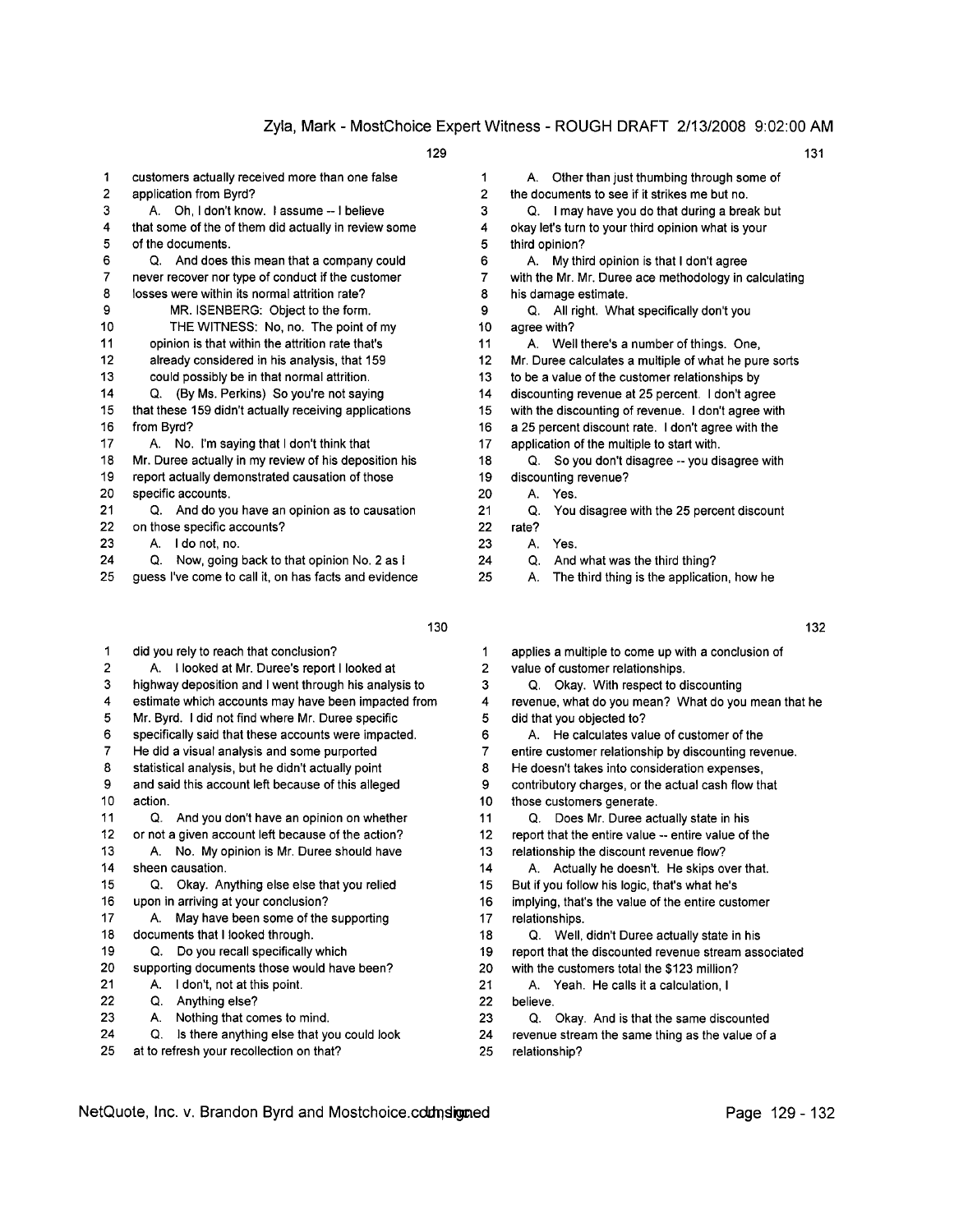**129**

1 customers actually received more than one false
2 application from Byrd?
3 A. Oh, I don't know. I assume -- I believe
4 that some of the of them did actually in review some
5 of the documents.
6 Q. And does this mean that a company could
7 never recover nor type of conduct if the customer
8 losses were within its normal attrition rate?
9 MR. ISENBERG: Object to the form.
10 THE WITNESS: No, no. The point of my
11 opinion is that within the attrition rate that's
12 already considered in his analysis, that 159
13 could possibly be in that normal attrition.
14 Q. (By Ms. Perkins) So you're not saying
15 that these 159 didn't actually receiving applications
16 from Byrd?
17 A. No. I'm saying that I don't think that
18 Mr. Duree actually in my review of his deposition his
19 report actually demonstrated causation of those
20 specific accounts.
21 Q. And do you have an opinion as to causation
22 on those specific accounts?
23 A. I do not, no.
24 Q. Now, going back to that opinion No. 2 as I
25 guess I've come to call it, on has facts and evidence

**130**

1 did you rely to reach that conclusion?
2 A. I looked at Mr. Duree's report I looked at
3 highway deposition and I went through his analysis to
4 estimate which accounts may have been impacted from
5 Mr. Byrd. I did not find where Mr. Duree specific
6 specifically said that these accounts were impacted.
7 He did a visual analysis and some purported
8 statistical analysis, but he didn't actually point
9 and said this account left because of this alleged
10 action.
11 Q. And you don't have an opinion on whether
12 or not a given account left because of the action?
13 A. No. My opinion is Mr. Duree should have
14 sheen causation.
15 Q. Okay. Anything else else that you relied
16 upon in arriving at your conclusion?
17 A. May have been some of the supporting
18 documents that I looked through.
19 Q. Do you recall specifically which
20 supporting documents those would have been?
21 A. I don't, not at this point.
22 Q. Anything else?
23 A. Nothing that comes to mind.
24 Q. Is there anything else that you could look
25 at to refresh your recollection on that?

**131**

1 A. Other than just thumbing through some of
2 the documents to see if it strikes me but no.
3 Q. I may have you do that during a break but
4 okay let's turn to your third opinion what is your
5 third opinion?
6 A. My third opinion is that I don't agree
7 with the Mr. Mr. Duree ace methodology in calculating
8 his damage estimate.
9 Q. All right. What specifically don't you
10 agree with?
11 A. Well there's a number of things. One,
12 Mr. Duree calculates a multiple of what he pure sorts
13 to be a value of the customer relationships by
14 discounting revenue at 25 percent. I don't agree
15 with the discounting of revenue. I don't agree with
16 a 25 percent discount rate. I don't agree with the
17 application of the multiple to start with.
18 Q. So you don't disagree -- you disagree with
19 discounting revenue?
20 A. Yes.
21 Q. You disagree with the 25 percent discount
22 rate?
23 A. Yes.
24 Q. And what was the third thing?
25 A. The third thing is the application, how he

**132**

1 applies a multiple to come up with a conclusion of
2 value of customer relationships.
3 Q. Okay. With respect to discounting
4 revenue, what do you mean? What do you mean that he
5 did that you objected to?
6 A. He calculates value of customer of the
7 entire customer relationship by discounting revenue.
8 He doesn't takes into consideration expenses,
9 contributory charges, or the actual cash flow that
10 those customers generate.
11 Q. Does Mr. Duree actually state in his
12 report that the entire value -- entire value of the
13 relationship the discount revenue flow?
14 A. Actually he doesn't. He skips over that.
15 But if you follow his logic, that's what he's
16 implying, that's the value of the entire customer
17 relationships.
18 Q. Well, didn't Duree actually state in his
19 report that the discounted revenue stream associated
20 with the customers total the $123 million?
21 A. Yeah. He calls it a calculation, I
22 believe.
23 Q. Okay. And is that the same discounted
24 revenue stream the same thing as the value of a
25 relationship?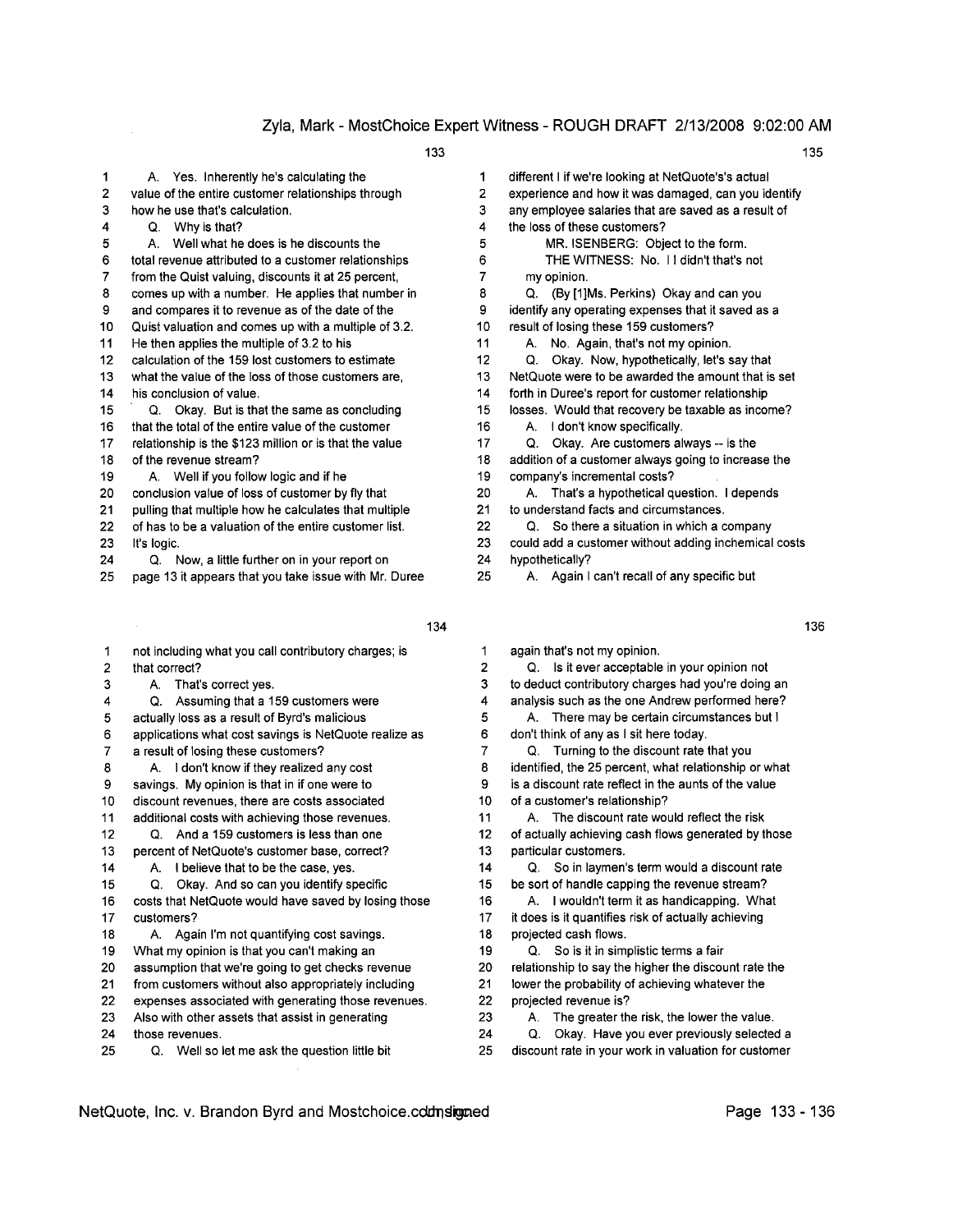**133**

1 A. Yes. Inherently he's calculating the
2 value of the entire customer relationships through
3 how he use that's calculation.
4 Q. Why is that?
5 A. Well what he does is he discounts the
6 total revenue attributed to a customer relationships
7 from the Quist valuing, discounts it at 25 percent,
8 comes up with a number. He applies that number in
9 and compares it to revenue as of the date of the
10 Quist valuation and comes up with a multiple of 3.2.
11 He then applies the multiple of 3.2 to his
12 calculation of the 159 lost customers to estimate
13 what the value of the loss of those customers are,
14 his conclusion of value.
15 Q. Okay. But is that the same as concluding
16 that the total of the entire value of the customer
17 relationship is the $123 million or is that the value
18 of the revenue stream?
19 A. Well if you follow logic and if he
20 conclusion value of loss of customer by fly that
21 pulling that multiple how he calculates that multiple
22 of has to be a valuation of the entire customer list.
23 It's logic.
24 Q. Now, a little further on in your report on
25 page 13 it appears that you take issue with Mr. Duree

**134**

1 not including what you call contributory charges; is
2 that correct?
3 A. That's correct yes.
4 Q. Assuming that a 159 customers were
5 actually loss as a result of Byrd's malicious
6 applications what cost savings is NetQuote realize as
7 a result of losing these customers?
8 A. I don't know if they realized any cost
9 savings. My opinion is that in if one were to
10 discount revenues, there are costs associated
11 additional costs with achieving those revenues.
12 Q. And a 159 customers is less than one
13 percent of NetQuote's customer base, correct?
14 A. I believe that to be the case, yes.
15 Q. Okay. And so can you identify specific
16 costs that NetQuote would have saved by losing those
17 customers?
18 A. Again I'm not quantifying cost savings.
19 What my opinion is that you can't making an
20 assumption that we're going to get checks revenue
21 from customers without also appropriately including
22 expenses associated with generating those revenues.
23 Also with other assets that assist in generating
24 those revenues.
25 Q. Well so let me ask the question little bit

**135**

1 different I if we're looking at NetQuote's's actual
2 experience and how it was damaged, can you identify
3 any employee salaries that are saved as a result of
4 the loss of these customers?
5 MR. ISENBERG: Object to the form.
6 THE WITNESS: No. I I didn't that's not
7 my opinion.
8 Q. (By [1]Ms. Perkins) Okay and can you
9 identify any operating expenses that it saved as a
10 result of losing these 159 customers?
11 A. No. Again, that's not my opinion.
12 Q. Okay. Now, hypothetically, let's say that
13 NetQuote were to be awarded the amount that is set
14 forth in Duree's report for customer relationship
15 losses. Would that recovery be taxable as income?
16 A. I don't know specifically.
17 Q. Okay. Are customers always -- is the
18 addition of a customer always going to increase the
19 company's incremental costs?
20 A. That's a hypothetical question. I depends
21 to understand facts and circumstances.
22 Q. So there a situation in which a company
23 could add a customer without adding inchemical costs
24 hypothetically?
25 A. Again I can't recall of any specific but

**136**

1 again that's not my opinion.
2 Q. Is it ever acceptable in your opinion not
3 to deduct contributory charges had you're doing an
4 analysis such as the one Andrew performed here?
5 A. There may be certain circumstances but I
6 don't think of any as I sit here today.
7 Q. Turning to the discount rate that you
8 identified, the 25 percent, what relationship or what
9 is a discount rate reflect in the aunts of the value
10 of a customer's relationship?
11 A. The discount rate would reflect the risk
12 of actually achieving cash flows generated by those
13 particular customers.
14 Q. So in laymen's term would a discount rate
15 be sort of handle capping the revenue stream?
16 A. I wouldn't term it as handicapping. What
17 it does is it quantifies risk of actually achieving
18 projected cash flows.
19 Q. So is it in simplistic terms a fair
20 relationship to say the higher the discount rate the
21 lower the probability of achieving whatever the
22 projected revenue is?
23 A. The greater the risk, the lower the value.
24 Q. Okay. Have you ever previously selected a
25 discount rate in your work in valuation for customer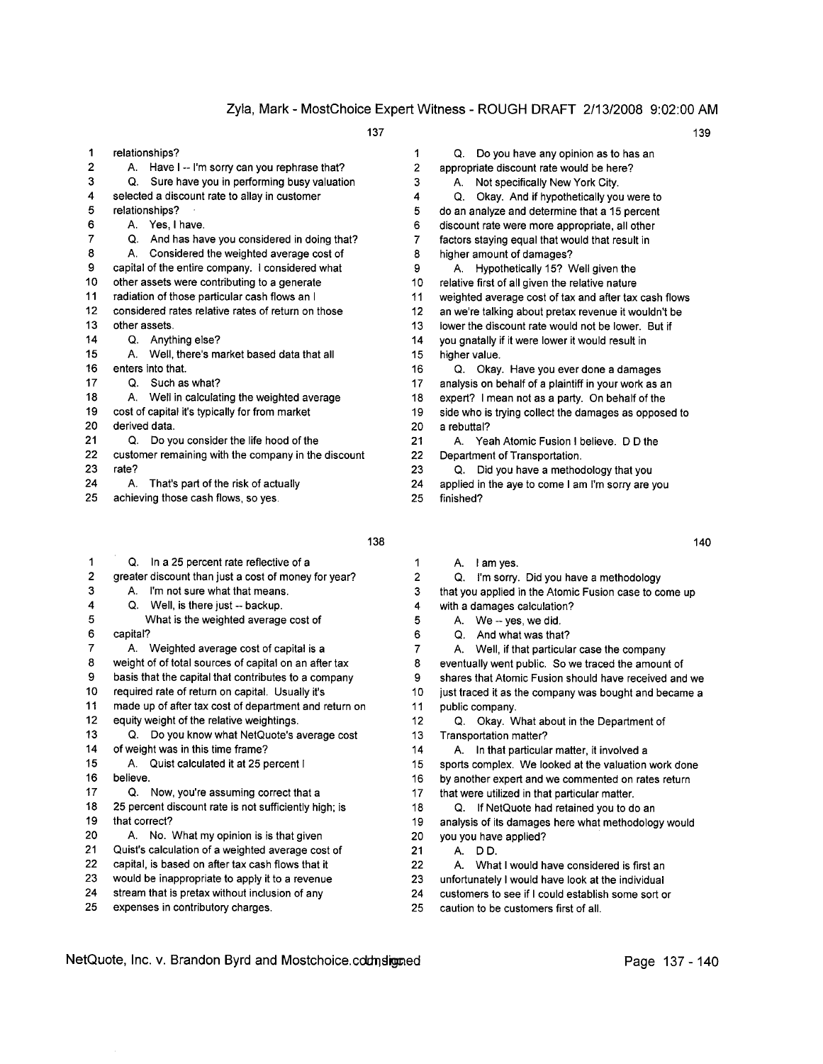**Page 137**

1 relationships?
2 A. Have I -- I'm sorry can you rephrase that?
3 Q. Sure have you in performing busy valuation
4 selected a discount rate to allay in customer
5 relationships?
6 A. Yes, I have.
7 Q. And has have you considered in doing that?
8 A. Considered the weighted average cost of
9 capital of the entire company. I considered what
10 other assets were contributing to a generate
11 radiation of those particular cash flows an I
12 considered rates relative rates of return on those
13 other assets.
14 Q. Anything else?
15 A. Well, there's market based data that all
16 enters into that.
17 Q. Such as what?
18 A. Well in calculating the weighted average
19 cost of capital it's typically for from market
20 derived data.
21 Q. Do you consider the life hood of the
22 customer remaining with the company in the discount
23 rate?
24 A. That's part of the risk of actually
25 achieving those cash flows, so yes.

**Page 138**

1 Q. In a 25 percent rate reflective of a
2 greater discount than just a cost of money for year?
3 A. I'm not sure what that means.
4 Q. Well, is there just -- backup.
5 What is the weighted average cost of
6 capital?
7 A. Weighted average cost of capital is a
8 weight of of total sources of capital on an after tax
9 basis that the capital that contributes to a company
10 required rate of return on capital. Usually it's
11 made up of after tax cost of department and return on
12 equity weight of the relative weightings.
13 Q. Do you know what NetQuote's average cost
14 of weight was in this time frame?
15 A. Quist calculated it at 25 percent I
16 believe.
17 Q. Now, you're assuming correct that a
18 25 percent discount rate is not sufficiently high; is
19 that correct?
20 A. No. What my opinion is is that given
21 Quist's calculation of a weighted average cost of
22 capital, is based on after tax cash flows that it
23 would be inappropriate to apply it to a revenue
24 stream that is pretax without inclusion of any
25 expenses in contributory charges.

**Page 139**

1 Q. Do you have any opinion as to has an
2 appropriate discount rate would be here?
3 A. Not specifically New York City.
4 Q. Okay. And if hypothetically you were to
5 do an analyze and determine that a 15 percent
6 discount rate were more appropriate, all other
7 factors staying equal that would that result in
8 higher amount of damages?
9 A. Hypothetically 15? Well given the
10 relative first of all given the relative nature
11 weighted average cost of tax and after tax cash flows
12 an we're talking about pretax revenue it wouldn't be
13 lower the discount rate would not be lower. But if
14 you gnatally if it were lower it would result in
15 higher value.
16 Q. Okay. Have you ever done a damages
17 analysis on behalf of a plaintiff in your work as an
18 expert? I mean not as a party. On behalf of the
19 side who is trying collect the damages as opposed to
20 a rebuttal?
21 A. Yeah Atomic Fusion I believe. D D the
22 Department of Transportation.
23 Q. Did you have a methodology that you
24 applied in the aye to come I am I'm sorry are you
25 finished?

**Page 140**

1 A. I am yes.
2 Q. I'm sorry. Did you have a methodology
3 that you applied in the Atomic Fusion case to come up
4 with a damages calculation?
5 A. We -- yes, we did.
6 Q. And what was that?
7 A. Well, if that particular case the company
8 eventually went public. So we traced the amount of
9 shares that Atomic Fusion should have received and we
10 just traced it as the company was bought and became a
11 public company.
12 Q. Okay. What about in the Department of
13 Transportation matter?
14 A. In that particular matter, it involved a
15 sports complex. We looked at the valuation work done
16 by another expert and we commented on rates return
17 that were utilized in that particular matter.
18 Q. If NetQuote had retained you to do an
19 analysis of its damages here what methodology would
20 you you have applied?
21 A. D D.
22 A. What I would have considered is first an
23 unfortunately I would have look at the individual
24 customers to see if I could establish some sort or
25 caution to be customers first of all.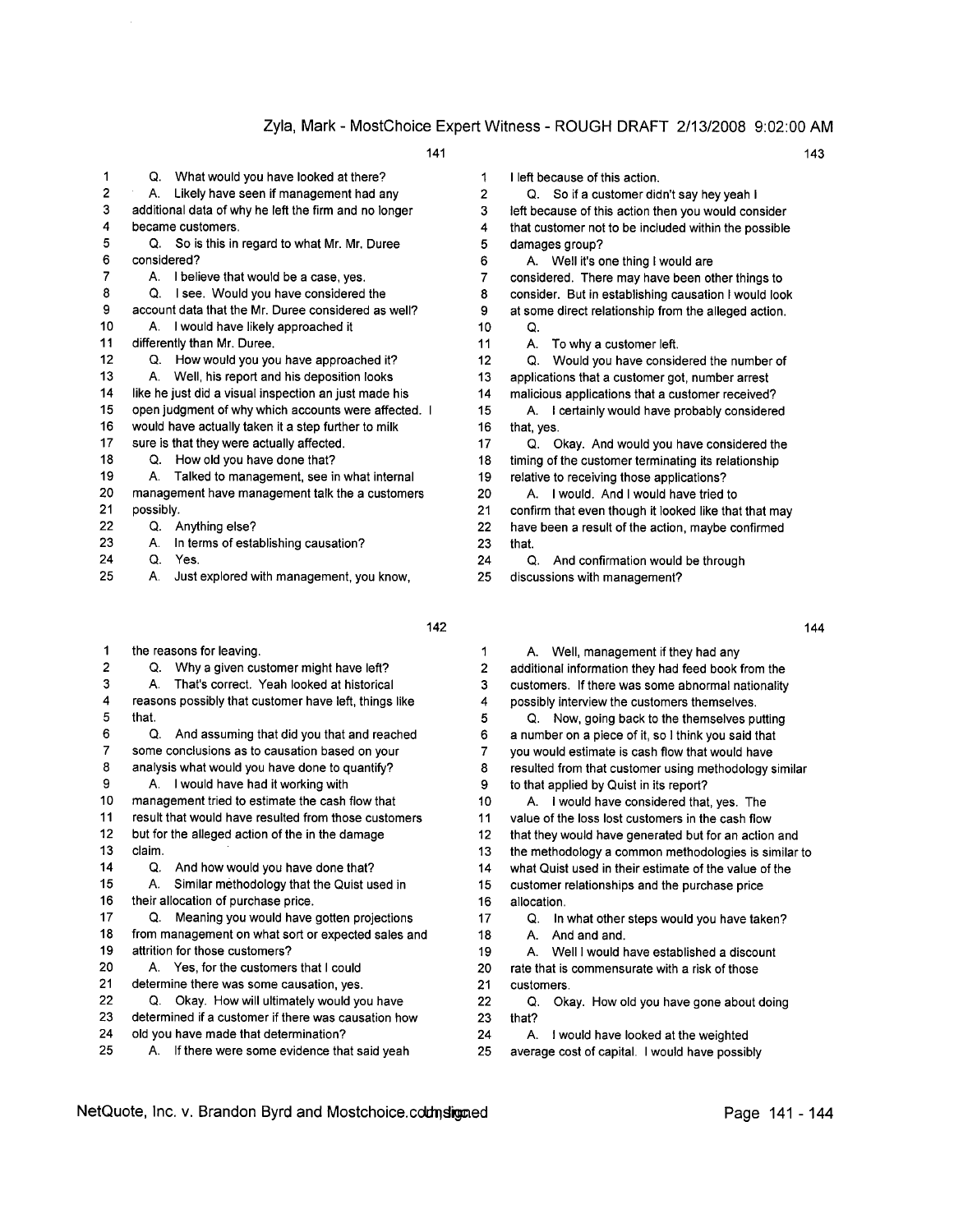## 141

1 Q. What would you have looked at there?
2 A. Likely have seen if management had any
3 additional data of why he left the firm and no longer
4 became customers.
5 Q. So is this in regard to what Mr. Mr. Duree
6 considered?
7 A. I believe that would be a case, yes.
8 Q. I see. Would you have considered the
9 account data that the Mr. Duree considered as well?
10 A. I would have likely approached it
11 differently than Mr. Duree.
12 Q. How would you you have approached it?
13 A. Well, his report and his deposition looks
14 like he just did a visual inspection an just made his
15 open judgment of why which accounts were affected. I
16 would have actually taken it a step further to milk
17 sure is that they were actually affected.
18 Q. How old you have done that?
19 A. Talked to management, see in what internal
20 management have management talk the a customers
21 possibly.
22 Q. Anything else?
23 A. In terms of establishing causation?
24 Q. Yes.
25 A. Just explored with management, you know,

## 142

1 the reasons for leaving.
2 Q. Why a given customer might have left?
3 A. That's correct. Yeah looked at historical
4 reasons possibly that customer have left, things like
5 that.
6 Q. And assuming that did you that and reached
7 some conclusions as to causation based on your
8 analysis what would you have done to quantify?
9 A. I would have had it working with
10 management tried to estimate the cash flow that
11 result that would have resulted from those customers
12 but for the alleged action of the in the damage
13 claim.
14 Q. And how would you have done that?
15 A. Similar methodology that the Quist used in
16 their allocation of purchase price.
17 Q. Meaning you would have gotten projections
18 from management on what sort or expected sales and
19 attrition for those customers?
20 A. Yes, for the customers that I could
21 determine there was some causation, yes.
22 Q. Okay. How will ultimately would you have
23 determined if a customer if there was causation how
24 old you have made that determination?
25 A. If there were some evidence that said yeah

## 143

1 I left because of this action.
2 Q. So if a customer didn't say hey yeah I
3 left because of this action then you would consider
4 that customer not to be included within the possible
5 damages group?
6 A. Well it's one thing I would are
7 considered. There may have been other things to
8 consider. But in establishing causation I would look
9 at some direct relationship from the alleged action.
10 Q.
11 A. To why a customer left.
12 Q. Would you have considered the number of
13 applications that a customer got, number arrest
14 malicious applications that a customer received?
15 A. I certainly would have probably considered
16 that, yes.
17 Q. Okay. And would you have considered the
18 timing of the customer terminating its relationship
19 relative to receiving those applications?
20 A. I would. And I would have tried to
21 confirm that even though it looked like that that may
22 have been a result of the action, maybe confirmed
23 that.
24 Q. And confirmation would be through
25 discussions with management?

## 144

1 A. Well, management if they had any
2 additional information they had feed book from the
3 customers. If there was some abnormal nationality
4 possibly interview the customers themselves.
5 Q. Now, going back to the themselves putting
6 a number on a piece of it, so I think you said that
7 you would estimate is cash flow that would have
8 resulted from that customer using methodology similar
9 to that applied by Quist in its report?
10 A. I would have considered that, yes. The
11 value of the loss lost customers in the cash flow
12 that they would have generated but for an action and
13 the methodology a common methodologies is similar to
14 what Quist used in their estimate of the value of the
15 customer relationships and the purchase price
16 allocation.
17 Q. In what other steps would you have taken?
18 A. And and and.
19 A. Well I would have established a discount
20 rate that is commensurate with a risk of those
21 customers.
22 Q. Okay. How old you have gone about doing
23 that?
24 A. I would have looked at the weighted
25 average cost of capital. I would have possibly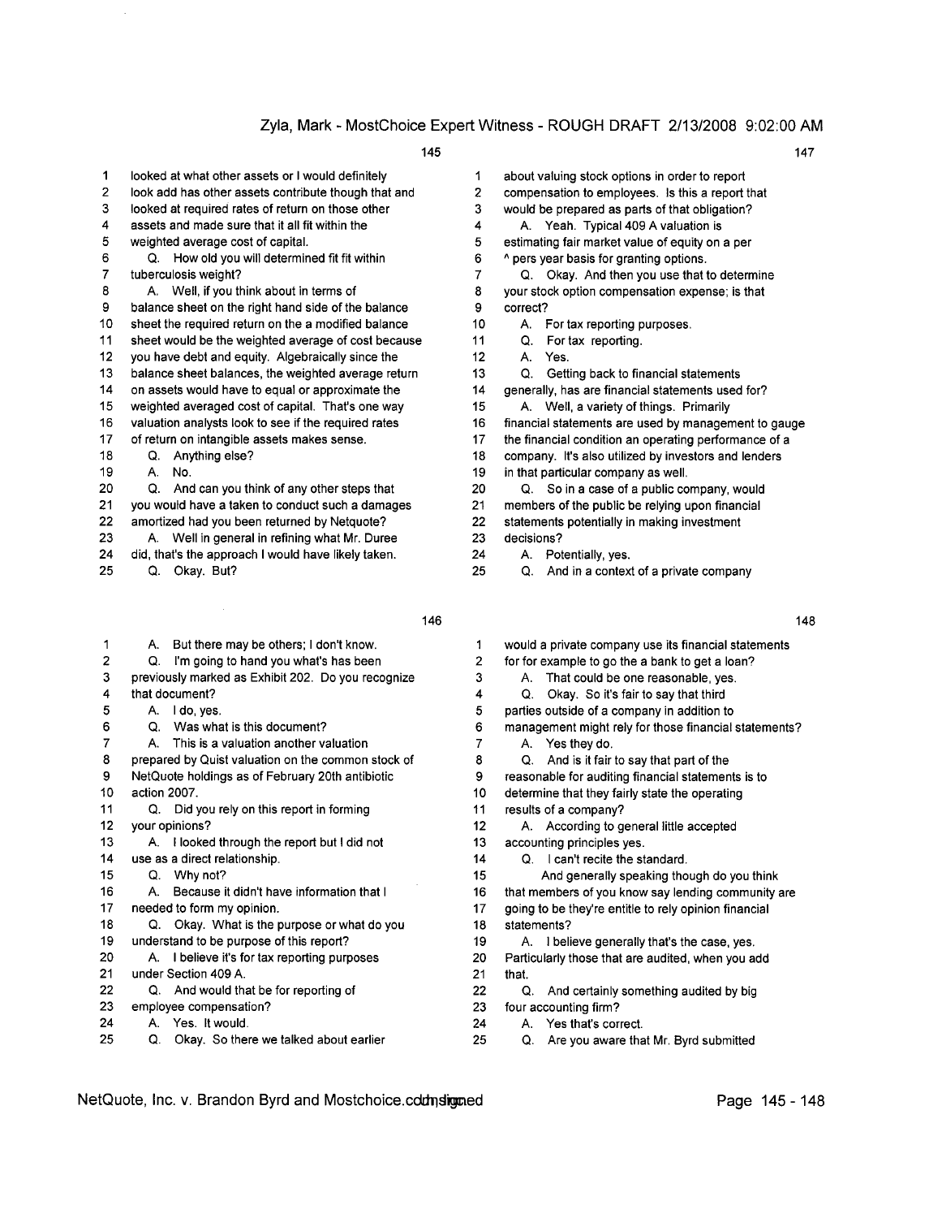**145**

1 looked at what other assets or I would definitely
2 look add has other assets contribute though that and
3 looked at required rates of return on those other
4 assets and made sure that it all fit within the
5 weighted average cost of capital.
6 Q. How old you will determined fit fit within
7 tuberculosis weight?
8 A. Well, if you think about in terms of
9 balance sheet on the right hand side of the balance
10 sheet the required return on the a modified balance
11 sheet would be the weighted average of cost because
12 you have debt and equity. Algebraically since the
13 balance sheet balances, the weighted average return
14 on assets would have to equal or approximate the
15 weighted averaged cost of capital. That's one way
16 valuation analysts look to see if the required rates
17 of return on intangible assets makes sense.
18 Q. Anything else?
19 A. No.
20 Q. And can you think of any other steps that
21 you would have a taken to conduct such a damages
22 amortized had you been returned by Netquote?
23 A. Well in general in refining what Mr. Duree
24 did, that's the approach I would have likely taken.
25 Q. Okay. But?

**146**

1 A. But there may be others; I don't know.
2 Q. I'm going to hand you what's has been
3 previously marked as Exhibit 202. Do you recognize
4 that document?
5 A. I do, yes.
6 Q. Was what is this document?
7 A. This is a valuation another valuation
8 prepared by Quist valuation on the common stock of
9 NetQuote holdings as of February 20th antibiotic
10 action 2007.
11 Q. Did you rely on this report in forming
12 your opinions?
13 A. I looked through the report but I did not
14 use as a direct relationship.
15 Q. Why not?
16 A. Because it didn't have information that I
17 needed to form my opinion.
18 Q. Okay. What is the purpose or what do you
19 understand to be purpose of this report?
20 A. I believe it's for tax reporting purposes
21 under Section 409 A.
22 Q. And would that be for reporting of
23 employee compensation?
24 A. Yes. It would.
25 Q. Okay. So there we talked about earlier

**147**

1 about valuing stock options in order to report
2 compensation to employees. Is this a report that
3 would be prepared as parts of that obligation?
4 A. Yeah. Typical 409 A valuation is
5 estimating fair market value of equity on a per
6 ^ pers year basis for granting options.
7 Q. Okay. And then you use that to determine
8 your stock option compensation expense; is that
9 correct?
10 A. For tax reporting purposes.
11 Q. For tax reporting.
12 A. Yes.
13 Q. Getting back to financial statements
14 generally, has are financial statements used for?
15 A. Well, a variety of things. Primarily
16 financial statements are used by management to gauge
17 the financial condition an operating performance of a
18 company. It's also utilized by investors and lenders
19 in that particular company as well.
20 Q. So in a case of a public company, would
21 members of the public be relying upon financial
22 statements potentially in making investment
23 decisions?
24 A. Potentially, yes.
25 Q. And in a context of a private company

**148**

1 would a private company use its financial statements
2 for for example to go the a bank to get a loan?
3 A. That could be one reasonable, yes.
4 Q. Okay. So it's fair to say that third
5 parties outside of a company in addition to
6 management might rely for those financial statements?
7 A. Yes they do.
8 Q. And is it fair to say that part of the
9 reasonable for auditing financial statements is to
10 determine that they fairly state the operating
11 results of a company?
12 A. According to general little accepted
13 accounting principles yes.
14 Q. I can't recite the standard.
15 And generally speaking though do you think
16 that members of you know say lending community are
17 going to be they're entitle to rely opinion financial
18 statements?
19 A. I believe generally that's the case, yes.
20 Particularly those that are audited, when you add
21 that.
22 Q. And certainly something audited by big
23 four accounting firm?
24 A. Yes that's correct.
25 Q. Are you aware that Mr. Byrd submitted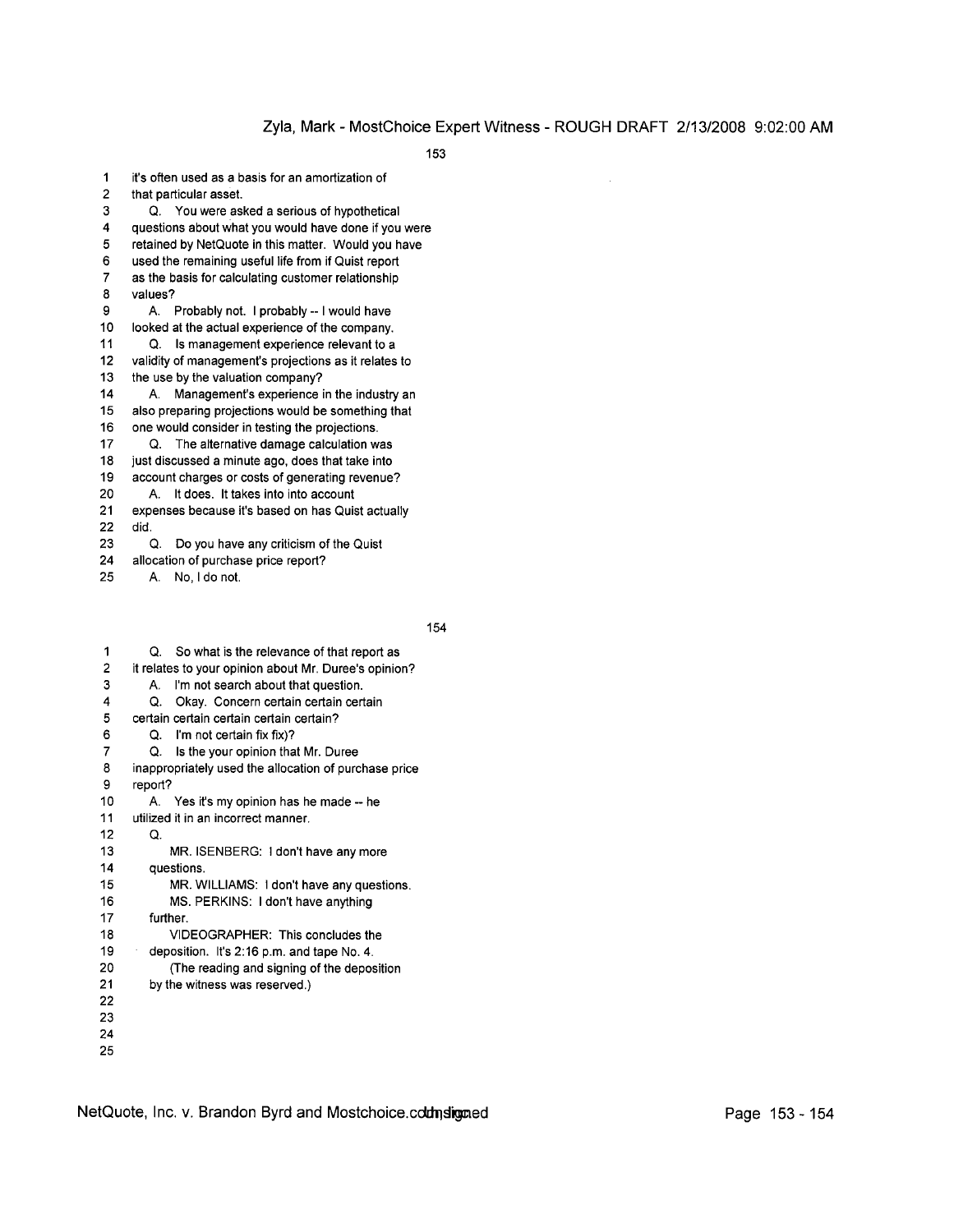153

1 it's often used as a basis for an amortization of
2 that particular asset.
3 Q. You were asked a serious of hypothetical
4 questions about what you would have done if you were
5 retained by NetQuote in this matter. Would you have
6 used the remaining useful life from if Quist report
7 as the basis for calculating customer relationship
8 values?
9 A. Probably not. I probably -- I would have
10 looked at the actual experience of the company.
11 Q. Is management experience relevant to a
12 validity of management's projections as it relates to
13 the use by the valuation company?
14 A. Management's experience in the industry an
15 also preparing projections would be something that
16 one would consider in testing the projections.
17 Q. The alternative damage calculation was
18 just discussed a minute ago, does that take into
19 account charges or costs of generating revenue?
20 A. It does. It takes into into account
21 expenses because it's based on has Quist actually
22 did.
23 Q. Do you have any criticism of the Quist
24 allocation of purchase price report?
25 A. No, I do not.

154

1 Q. So what is the relevance of that report as
2 it relates to your opinion about Mr. Duree's opinion?
3 A. I'm not search about that question.
4 Q. Okay. Concern certain certain certain
5 certain certain certain certain certain?
6 Q. I'm not certain fix fix)?
7 Q. Is the your opinion that Mr. Duree
8 inappropriately used the allocation of purchase price
9 report?
10 A. Yes it's my opinion has he made -- he
11 utilized it in an incorrect manner.
12 Q.
13 MR. ISENBERG: I don't have any more
14 questions.
15 MR. WILLIAMS: I don't have any questions.
16 MS. PERKINS: I don't have anything
17 further.
18 VIDEOGRAPHER: This concludes the
19 deposition. It's 2:16 p.m. and tape No. 4.
20 (The reading and signing of the deposition
21 by the witness was reserved.)
22
23
24
25